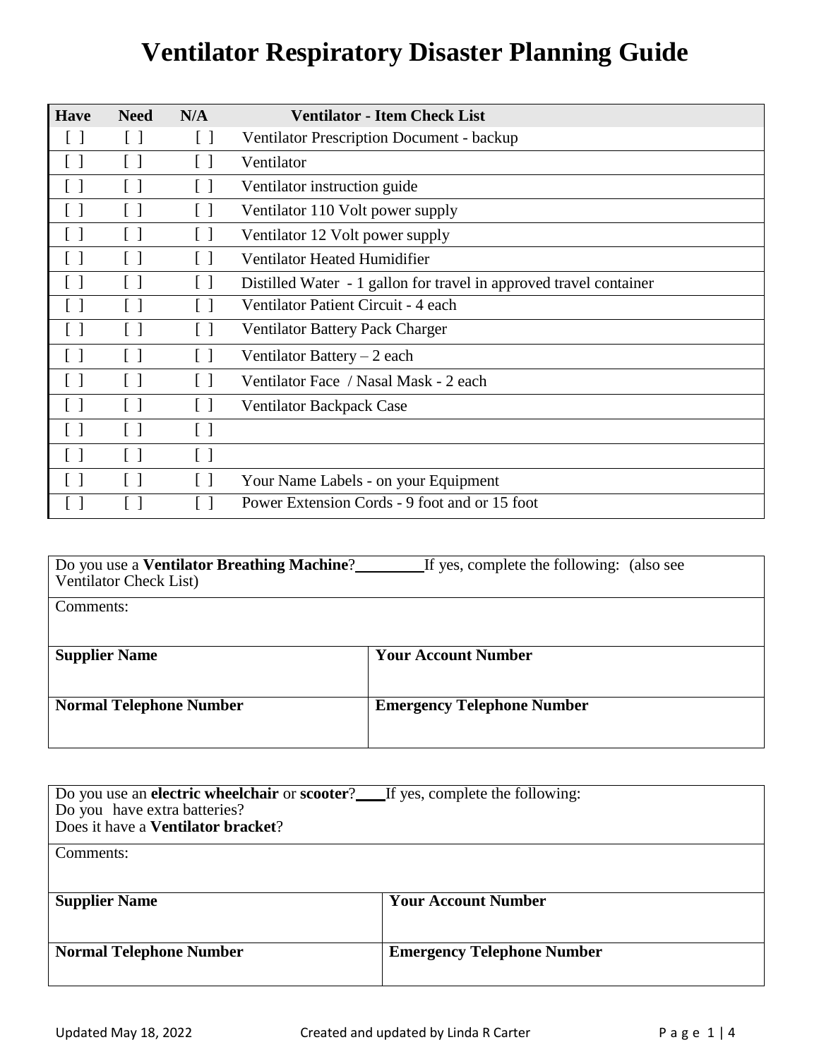# Ventilator Respiratory Disaster Planning Guide

| Have | Need | N/A | Ventilator - Item Check List |
|---|---|---|---|
| [ ] | [ ] | [ ] | Ventilator Prescription Document - backup |
| [ ] | [ ] | [ ] | Ventilator |
| [ ] | [ ] | [ ] | Ventilator instruction guide |
| [ ] | [ ] | [ ] | Ventilator 110 Volt power supply |
| [ ] | [ ] | [ ] | Ventilator 12 Volt power supply |
| [ ] | [ ] | [ ] | Ventilator Heated Humidifier |
| [ ] | [ ] | [ ] | Distilled Water - 1 gallon for travel in approved travel container |
| [ ] | [ ] | [ ] | Ventilator Patient Circuit - 4 each |
| [ ] | [ ] | [ ] | Ventilator Battery Pack Charger |
| [ ] | [ ] | [ ] | Ventilator Battery – 2 each |
| [ ] | [ ] | [ ] | Ventilator Face / Nasal Mask - 2 each |
| [ ] | [ ] | [ ] | Ventilator Backpack Case |
| [ ] | [ ] | [ ] | |
| [ ] | [ ] | [ ] | |
| [ ] | [ ] | [ ] | Your Name Labels - on your Equipment |
| [ ] | [ ] | [ ] | Power Extension Cords - 9 foot and or 15 foot |

| Do you use a **Ventilator Breathing Machine**?\_\_\_\_\_\_\_\_ If yes, complete the following: (also see Ventilator Check List) | |
|---|---|
| Comments: | |
| **Supplier Name** | **Your Account Number** |
| **Normal Telephone Number** | **Emergency Telephone Number** |

| Do you use an **electric wheelchair** or **scooter**?\_\_\_\_ If yes, complete the following:<br>Do you have extra batteries?<br>Does it have a **Ventilator bracket**? | |
|---|---|
| Comments: | |
| **Supplier Name** | **Your Account Number** |
| **Normal Telephone Number** | **Emergency Telephone Number** |

Updated May 18, 2022 Created and updated by Linda R Carter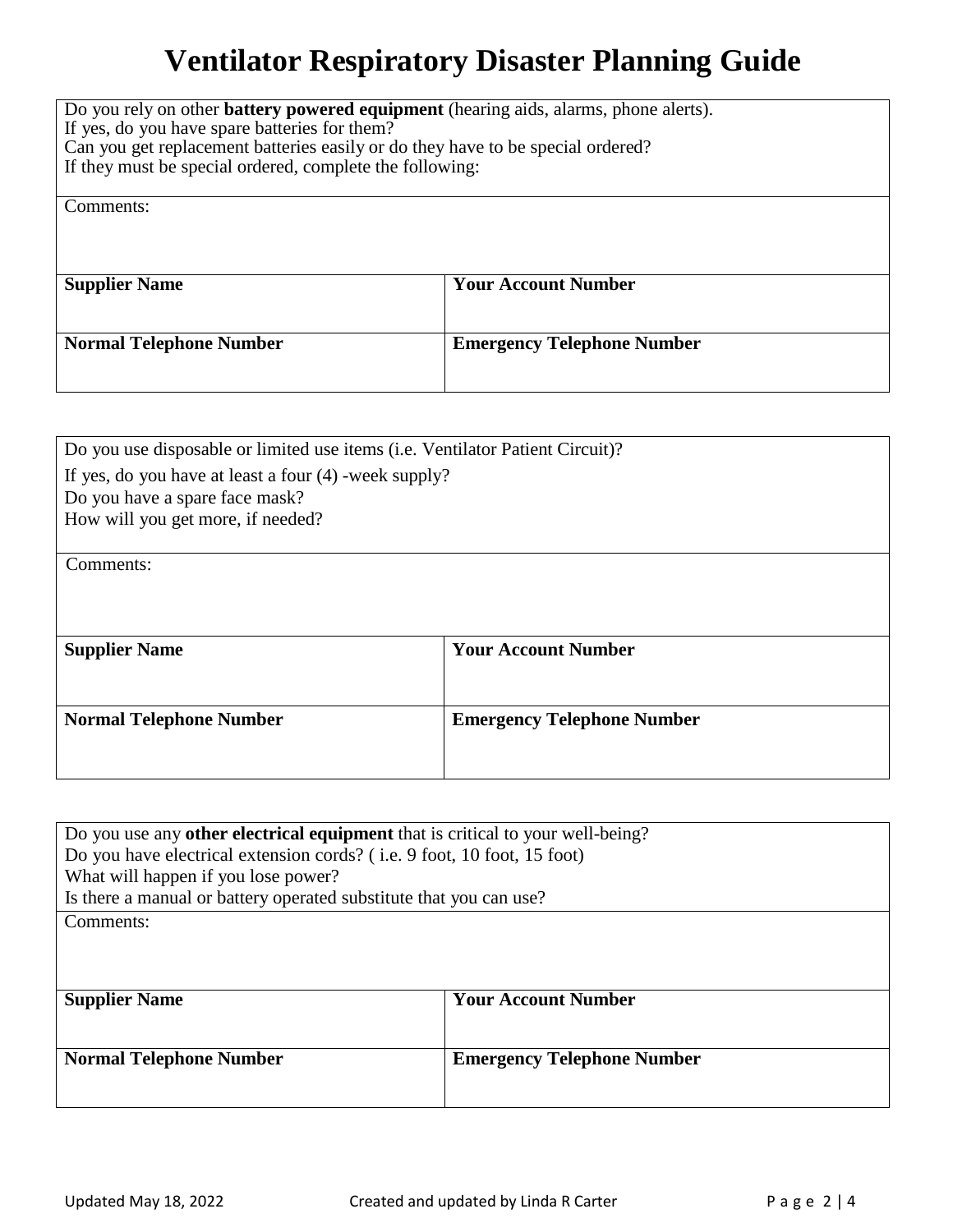# Ventilator Respiratory Disaster Planning Guide

| Do you rely on other **battery powered equipment** (hearing aids, alarms, phone alerts).<br>If yes, do you have spare batteries for them?<br>Can you get replacement batteries easily or do they have to be special ordered?<br>If they must be special ordered, complete the following: | |
|---|---|
| Comments: | |
| **Supplier Name** | **Your Account Number** |
| **Normal Telephone Number** | **Emergency Telephone Number** |

| Do you use disposable or limited use items (i.e. Ventilator Patient Circuit)?<br>If yes, do you have at least a four (4) -week supply?<br>Do you have a spare face mask?<br>How will you get more, if needed? | |
|---|---|
| Comments: | |
| **Supplier Name** | **Your Account Number** |
| **Normal Telephone Number** | **Emergency Telephone Number** |

| Do you use any **other electrical equipment** that is critical to your well-being?<br>Do you have electrical extension cords? ( i.e. 9 foot, 10 foot, 15 foot)<br>What will happen if you lose power?<br>Is there a manual or battery operated substitute that you can use? | |
|---|---|
| Comments: | |
| **Supplier Name** | **Your Account Number** |
| **Normal Telephone Number** | **Emergency Telephone Number** |

Updated May 18, 2022 Created and updated by Linda R Carter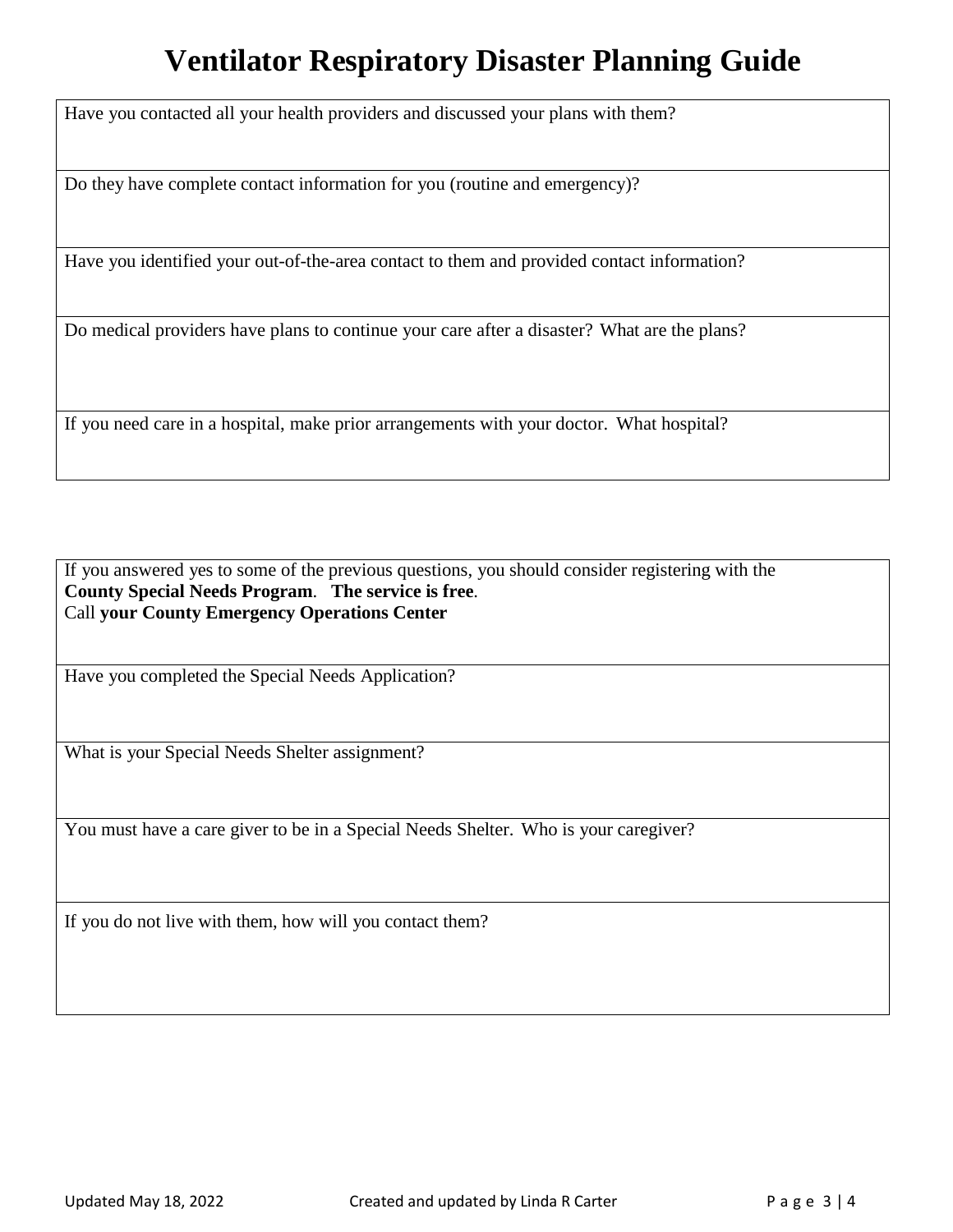# Ventilator Respiratory Disaster Planning Guide

| Have you contacted all your health providers and discussed your plans with them? |
|---|
| Do they have complete contact information for you (routine and emergency)? |
| Have you identified your out-of-the-area contact to them and provided contact information? |
| Do medical providers have plans to continue your care after a disaster? What are the plans? |
| If you need care in a hospital, make prior arrangements with your doctor. What hospital? |

| If you answered yes to some of the previous questions, you should consider registering with the **County Special Needs Program**. **The service is free**. Call **your County Emergency Operations Center** |
|---|
| Have you completed the Special Needs Application? |
| What is your Special Needs Shelter assignment? |
| You must have a care giver to be in a Special Needs Shelter. Who is your caregiver? |
| If you do not live with them, how will you contact them? |

Updated May 18, 2022 Created and updated by Linda R Carter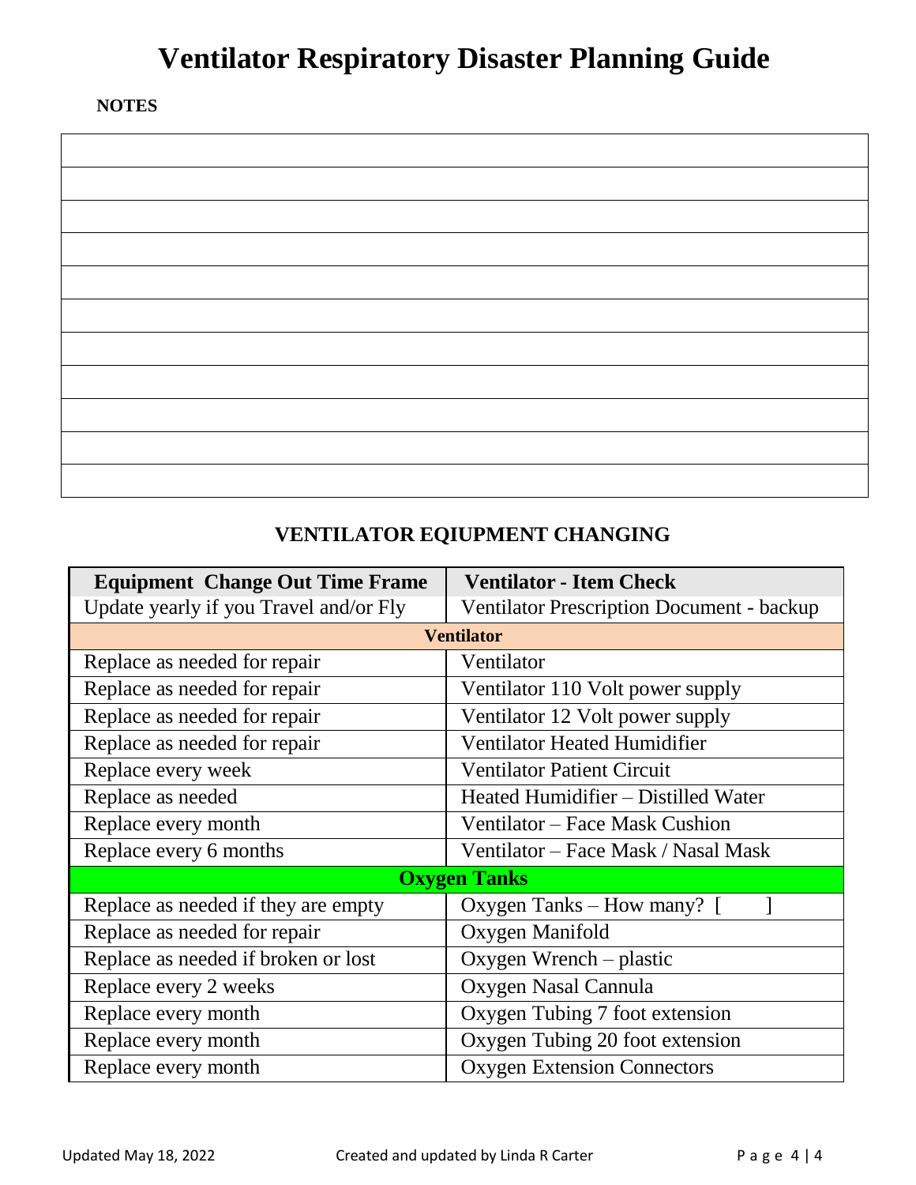# Ventilator Respiratory Disaster Planning Guide

**NOTES**

| |
|---|
| |
| |
| |
| |
| |
| |
| |
| |
| |
| |

## VENTILATOR EQIUPMENT CHANGING

| Equipment Change Out Time Frame | Ventilator - Item Check |
|---|---|
| Update yearly if you Travel and/or Fly | Ventilator Prescription Document - backup |
| **Ventilator** | |
| Replace as needed for repair | Ventilator |
| Replace as needed for repair | Ventilator 110 Volt power supply |
| Replace as needed for repair | Ventilator 12 Volt power supply |
| Replace as needed for repair | Ventilator Heated Humidifier |
| Replace every week | Ventilator Patient Circuit |
| Replace as needed | Heated Humidifier – Distilled Water |
| Replace every month | Ventilator – Face Mask Cushion |
| Replace every 6 months | Ventilator – Face Mask / Nasal Mask |
| **Oxygen Tanks** | |
| Replace as needed if they are empty | Oxygen Tanks – How many? [ ] |
| Replace as needed for repair | Oxygen Manifold |
| Replace as needed if broken or lost | Oxygen Wrench – plastic |
| Replace every 2 weeks | Oxygen Nasal Cannula |
| Replace every month | Oxygen Tubing 7 foot extension |
| Replace every month | Oxygen Tubing 20 foot extension |
| Replace every month | Oxygen Extension Connectors |

Updated May 18, 2022 Created and updated by Linda R Carter